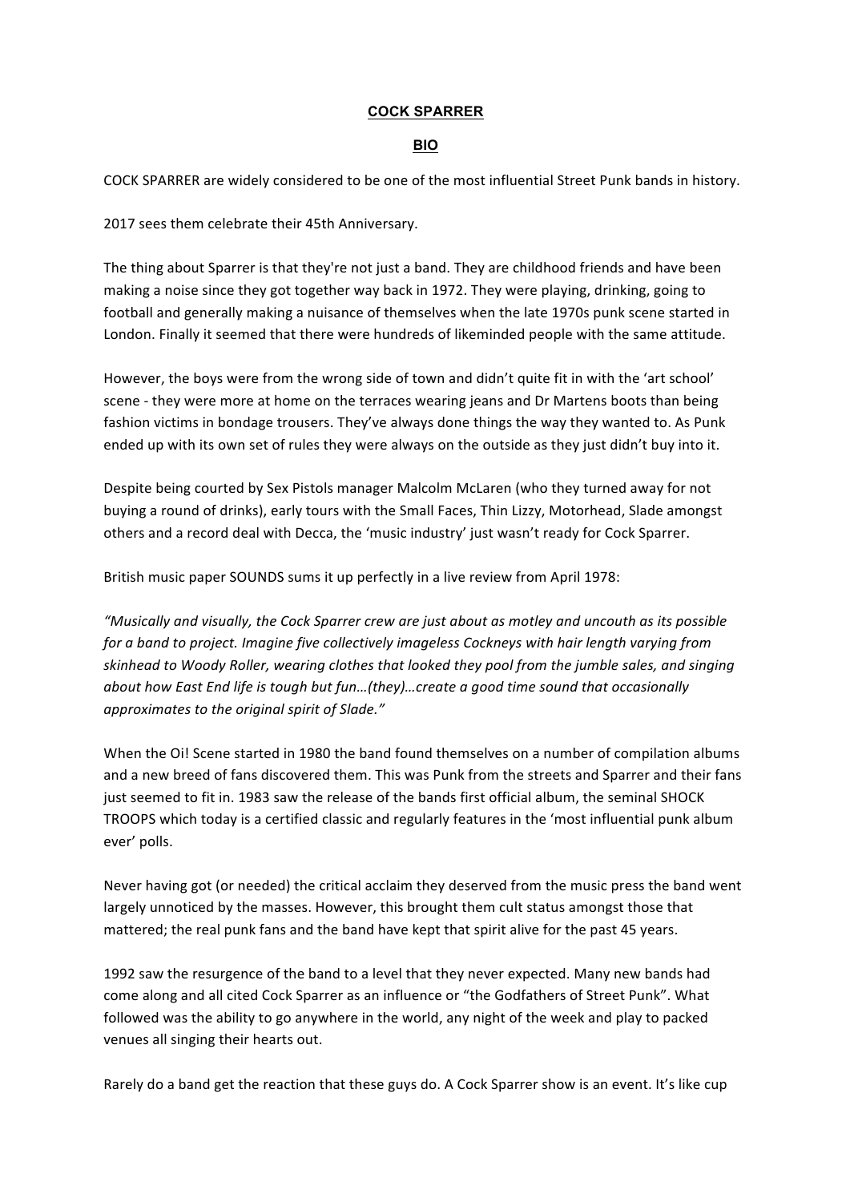# COCK SPARRER

## BIO

COCK SPARRER are widely considered to be one of the most influential Street Punk bands in history.

2017 sees them celebrate their 45th Anniversary.

The thing about Sparrer is that they're not just a band. They are childhood friends and have been making a noise since they got together way back in 1972. They were playing, drinking, going to football and generally making a nuisance of themselves when the late 1970s punk scene started in London. Finally it seemed that there were hundreds of likeminded people with the same attitude.

However, the boys were from the wrong side of town and didn't quite fit in with the 'art school' scene - they were more at home on the terraces wearing jeans and Dr Martens boots than being fashion victims in bondage trousers. They've always done things the way they wanted to. As Punk ended up with its own set of rules they were always on the outside as they just didn't buy into it.

Despite being courted by Sex Pistols manager Malcolm McLaren (who they turned away for not buying a round of drinks), early tours with the Small Faces, Thin Lizzy, Motorhead, Slade amongst others and a record deal with Decca, the 'music industry' just wasn't ready for Cock Sparrer.

British music paper SOUNDS sums it up perfectly in a live review from April 1978:

*"Musically and visually, the Cock Sparrer crew are just about as motley and uncouth as its possible for a band to project. Imagine five collectively imageless Cockneys with hair length varying from skinhead to Woody Roller, wearing clothes that looked they pool from the jumble sales, and singing about how East End life is tough but fun…(they)…create a good time sound that occasionally approximates to the original spirit of Slade."*

When the Oi! Scene started in 1980 the band found themselves on a number of compilation albums and a new breed of fans discovered them. This was Punk from the streets and Sparrer and their fans just seemed to fit in. 1983 saw the release of the bands first official album, the seminal SHOCK TROOPS which today is a certified classic and regularly features in the 'most influential punk album ever' polls.

Never having got (or needed) the critical acclaim they deserved from the music press the band went largely unnoticed by the masses. However, this brought them cult status amongst those that mattered; the real punk fans and the band have kept that spirit alive for the past 45 years.

1992 saw the resurgence of the band to a level that they never expected. Many new bands had come along and all cited Cock Sparrer as an influence or "the Godfathers of Street Punk". What followed was the ability to go anywhere in the world, any night of the week and play to packed venues all singing their hearts out.

Rarely do a band get the reaction that these guys do. A Cock Sparrer show is an event. It's like cup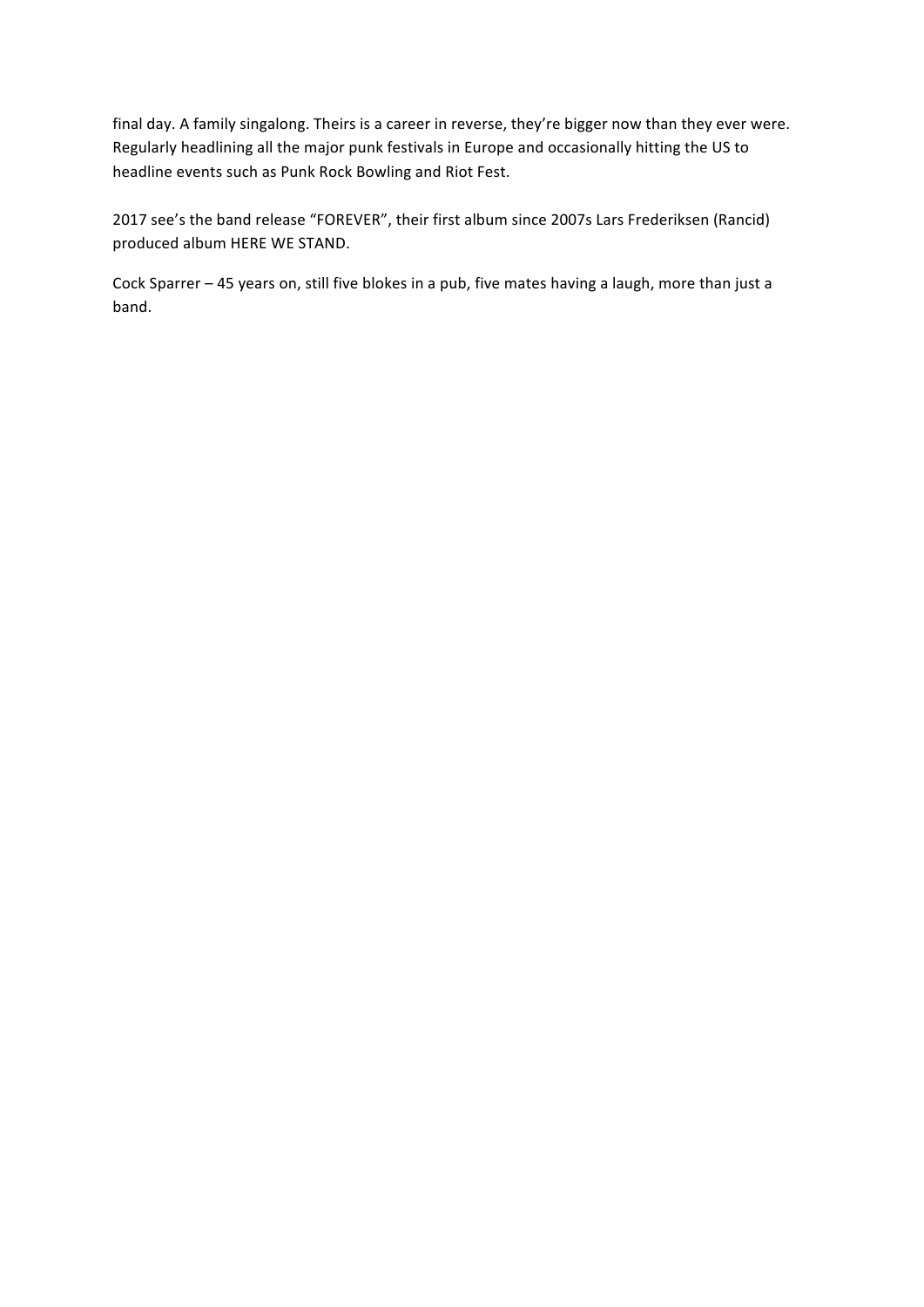final day. A family singalong. Theirs is a career in reverse, they're bigger now than they ever were. Regularly headlining all the major punk festivals in Europe and occasionally hitting the US to headline events such as Punk Rock Bowling and Riot Fest.

2017 see's the band release "FOREVER", their first album since 2007s Lars Frederiksen (Rancid) produced album HERE WE STAND.

Cock Sparrer – 45 years on, still five blokes in a pub, five mates having a laugh, more than just a band.